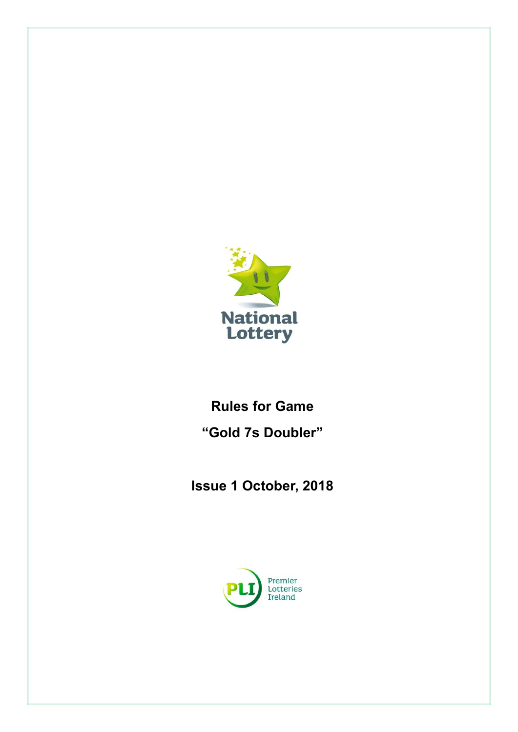National Lottery

# Rules for Game

# "Gold 7s Doubler"

## Issue 1 October, 2018

PLI Premier Lotteries Ireland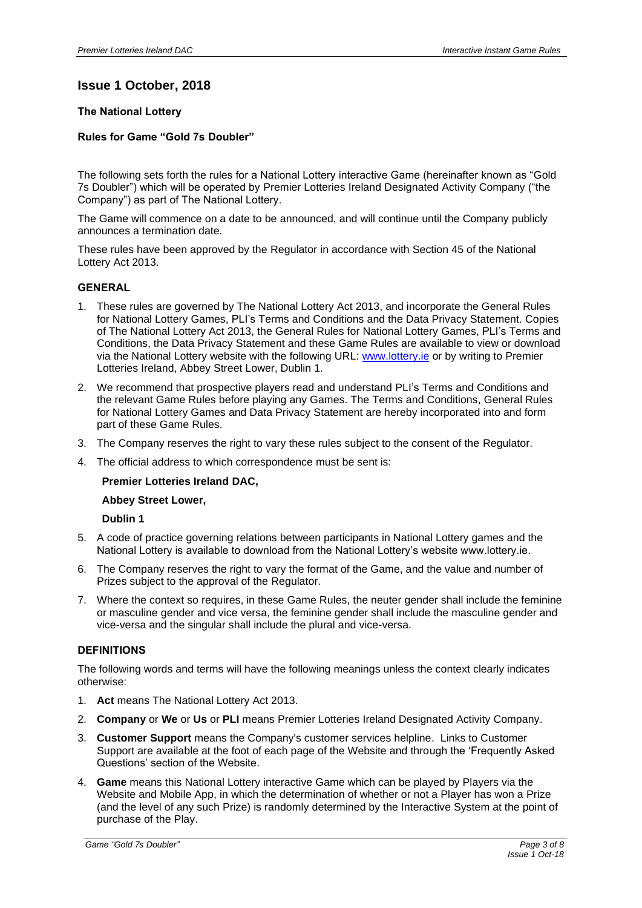## Issue 1 October, 2018

**The National Lottery**

**Rules for Game "Gold 7s Doubler"**

The following sets forth the rules for a National Lottery interactive Game (hereinafter known as "Gold 7s Doubler") which will be operated by Premier Lotteries Ireland Designated Activity Company ("the Company") as part of The National Lottery.

The Game will commence on a date to be announced, and will continue until the Company publicly announces a termination date.

These rules have been approved by the Regulator in accordance with Section 45 of the National Lottery Act 2013.

### GENERAL

1. These rules are governed by The National Lottery Act 2013, and incorporate the General Rules for National Lottery Games, PLI's Terms and Conditions and the Data Privacy Statement. Copies of The National Lottery Act 2013, the General Rules for National Lottery Games, PLI's Terms and Conditions, the Data Privacy Statement and these Game Rules are available to view or download via the National Lottery website with the following URL: www.lottery.ie or by writing to Premier Lotteries Ireland, Abbey Street Lower, Dublin 1.
2. We recommend that prospective players read and understand PLI's Terms and Conditions and the relevant Game Rules before playing any Games. The Terms and Conditions, General Rules for National Lottery Games and Data Privacy Statement are hereby incorporated into and form part of these Game Rules.
3. The Company reserves the right to vary these rules subject to the consent of the Regulator.
4. The official address to which correspondence must be sent is:

   **Premier Lotteries Ireland DAC,**

   **Abbey Street Lower,**

   **Dublin 1**

5. A code of practice governing relations between participants in National Lottery games and the National Lottery is available to download from the National Lottery's website www.lottery.ie.
6. The Company reserves the right to vary the format of the Game, and the value and number of Prizes subject to the approval of the Regulator.
7. Where the context so requires, in these Game Rules, the neuter gender shall include the feminine or masculine gender and vice versa, the feminine gender shall include the masculine gender and vice-versa and the singular shall include the plural and vice-versa.

### DEFINITIONS

The following words and terms will have the following meanings unless the context clearly indicates otherwise:

1. **Act** means The National Lottery Act 2013.
2. **Company** or **We** or **Us** or **PLI** means Premier Lotteries Ireland Designated Activity Company.
3. **Customer Support** means the Company's customer services helpline. Links to Customer Support are available at the foot of each page of the Website and through the 'Frequently Asked Questions' section of the Website.
4. **Game** means this National Lottery interactive Game which can be played by Players via the Website and Mobile App, in which the determination of whether or not a Player has won a Prize (and the level of any such Prize) is randomly determined by the Interactive System at the point of purchase of the Play.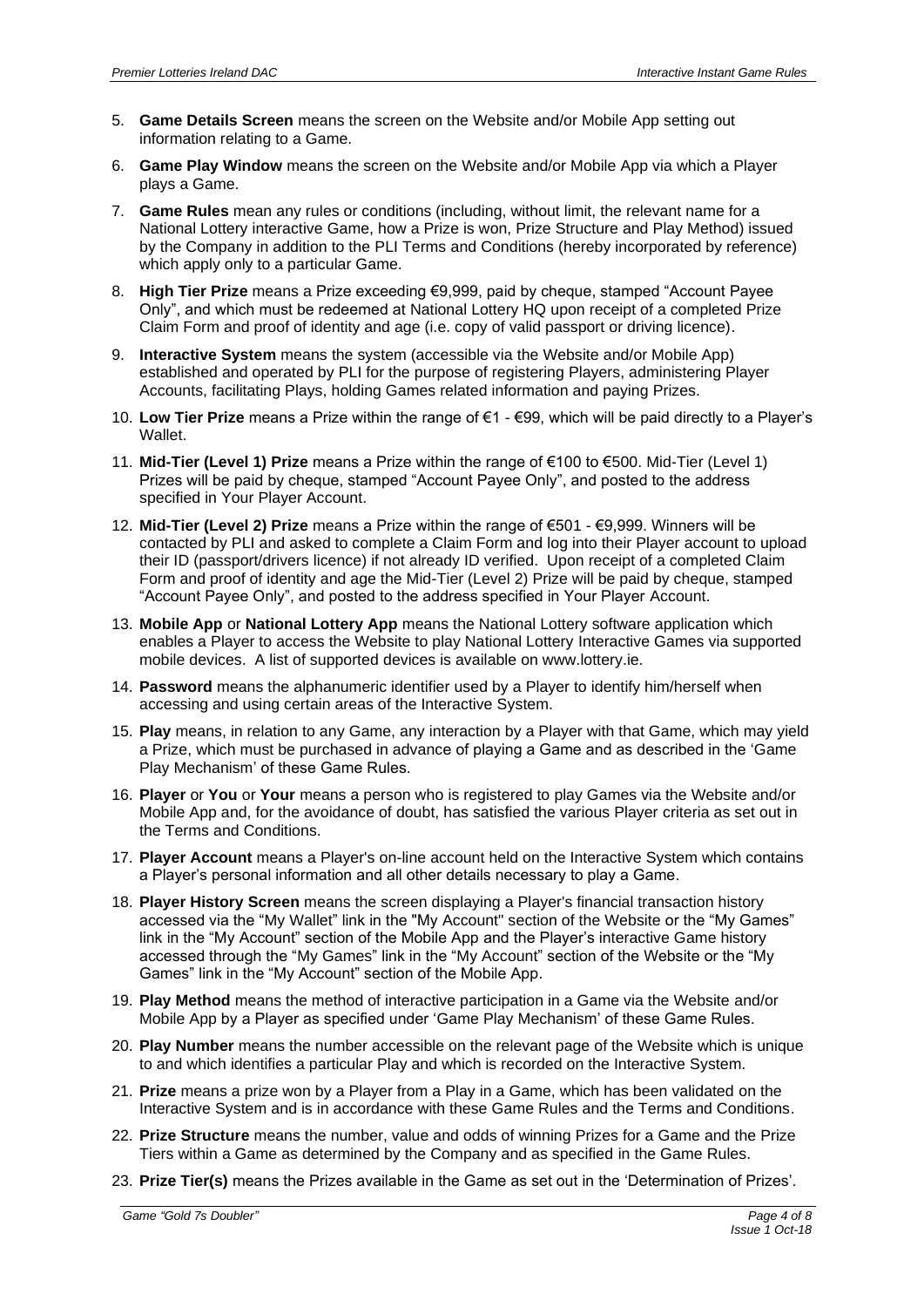5. **Game Details Screen** means the screen on the Website and/or Mobile App setting out information relating to a Game.
6. **Game Play Window** means the screen on the Website and/or Mobile App via which a Player plays a Game.
7. **Game Rules** mean any rules or conditions (including, without limit, the relevant name for a National Lottery interactive Game, how a Prize is won, Prize Structure and Play Method) issued by the Company in addition to the PLI Terms and Conditions (hereby incorporated by reference) which apply only to a particular Game.
8. **High Tier Prize** means a Prize exceeding €9,999, paid by cheque, stamped "Account Payee Only", and which must be redeemed at National Lottery HQ upon receipt of a completed Prize Claim Form and proof of identity and age (i.e. copy of valid passport or driving licence).
9. **Interactive System** means the system (accessible via the Website and/or Mobile App) established and operated by PLI for the purpose of registering Players, administering Player Accounts, facilitating Plays, holding Games related information and paying Prizes.
10. **Low Tier Prize** means a Prize within the range of €1 - €99, which will be paid directly to a Player's Wallet.
11. **Mid-Tier (Level 1) Prize** means a Prize within the range of €100 to €500. Mid-Tier (Level 1) Prizes will be paid by cheque, stamped "Account Payee Only", and posted to the address specified in Your Player Account.
12. **Mid-Tier (Level 2) Prize** means a Prize within the range of €501 - €9,999. Winners will be contacted by PLI and asked to complete a Claim Form and log into their Player account to upload their ID (passport/drivers licence) if not already ID verified. Upon receipt of a completed Claim Form and proof of identity and age the Mid-Tier (Level 2) Prize will be paid by cheque, stamped "Account Payee Only", and posted to the address specified in Your Player Account.
13. **Mobile App** or **National Lottery App** means the National Lottery software application which enables a Player to access the Website to play National Lottery Interactive Games via supported mobile devices. A list of supported devices is available on www.lottery.ie.
14. **Password** means the alphanumeric identifier used by a Player to identify him/herself when accessing and using certain areas of the Interactive System.
15. **Play** means, in relation to any Game, any interaction by a Player with that Game, which may yield a Prize, which must be purchased in advance of playing a Game and as described in the 'Game Play Mechanism' of these Game Rules.
16. **Player** or **You** or **Your** means a person who is registered to play Games via the Website and/or Mobile App and, for the avoidance of doubt, has satisfied the various Player criteria as set out in the Terms and Conditions.
17. **Player Account** means a Player's on-line account held on the Interactive System which contains a Player's personal information and all other details necessary to play a Game.
18. **Player History Screen** means the screen displaying a Player's financial transaction history accessed via the "My Wallet" link in the "My Account" section of the Website or the "My Games" link in the "My Account" section of the Mobile App and the Player's interactive Game history accessed through the "My Games" link in the "My Account" section of the Website or the "My Games" link in the "My Account" section of the Mobile App.
19. **Play Method** means the method of interactive participation in a Game via the Website and/or Mobile App by a Player as specified under 'Game Play Mechanism' of these Game Rules.
20. **Play Number** means the number accessible on the relevant page of the Website which is unique to and which identifies a particular Play and which is recorded on the Interactive System.
21. **Prize** means a prize won by a Player from a Play in a Game, which has been validated on the Interactive System and is in accordance with these Game Rules and the Terms and Conditions.
22. **Prize Structure** means the number, value and odds of winning Prizes for a Game and the Prize Tiers within a Game as determined by the Company and as specified in the Game Rules.
23. **Prize Tier(s)** means the Prizes available in the Game as set out in the 'Determination of Prizes'.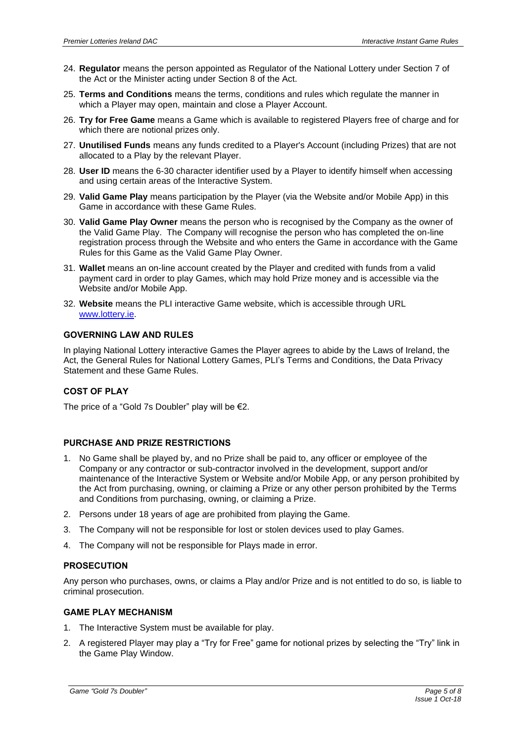24. **Regulator** means the person appointed as Regulator of the National Lottery under Section 7 of the Act or the Minister acting under Section 8 of the Act.
25. **Terms and Conditions** means the terms, conditions and rules which regulate the manner in which a Player may open, maintain and close a Player Account.
26. **Try for Free Game** means a Game which is available to registered Players free of charge and for which there are notional prizes only.
27. **Unutilised Funds** means any funds credited to a Player's Account (including Prizes) that are not allocated to a Play by the relevant Player.
28. **User ID** means the 6-30 character identifier used by a Player to identify himself when accessing and using certain areas of the Interactive System.
29. **Valid Game Play** means participation by the Player (via the Website and/or Mobile App) in this Game in accordance with these Game Rules.
30. **Valid Game Play Owner** means the person who is recognised by the Company as the owner of the Valid Game Play. The Company will recognise the person who has completed the on-line registration process through the Website and who enters the Game in accordance with the Game Rules for this Game as the Valid Game Play Owner.
31. **Wallet** means an on-line account created by the Player and credited with funds from a valid payment card in order to play Games, which may hold Prize money and is accessible via the Website and/or Mobile App.
32. **Website** means the PLI interactive Game website, which is accessible through URL www.lottery.ie.

### GOVERNING LAW AND RULES

In playing National Lottery interactive Games the Player agrees to abide by the Laws of Ireland, the Act, the General Rules for National Lottery Games, PLI's Terms and Conditions, the Data Privacy Statement and these Game Rules.

### COST OF PLAY

The price of a "Gold 7s Doubler" play will be €2.

### PURCHASE AND PRIZE RESTRICTIONS

1. No Game shall be played by, and no Prize shall be paid to, any officer or employee of the Company or any contractor or sub-contractor involved in the development, support and/or maintenance of the Interactive System or Website and/or Mobile App, or any person prohibited by the Act from purchasing, owning, or claiming a Prize or any other person prohibited by the Terms and Conditions from purchasing, owning, or claiming a Prize.
2. Persons under 18 years of age are prohibited from playing the Game.
3. The Company will not be responsible for lost or stolen devices used to play Games.
4. The Company will not be responsible for Plays made in error.

### PROSECUTION

Any person who purchases, owns, or claims a Play and/or Prize and is not entitled to do so, is liable to criminal prosecution.

### GAME PLAY MECHANISM

1. The Interactive System must be available for play.
2. A registered Player may play a "Try for Free" game for notional prizes by selecting the "Try" link in the Game Play Window.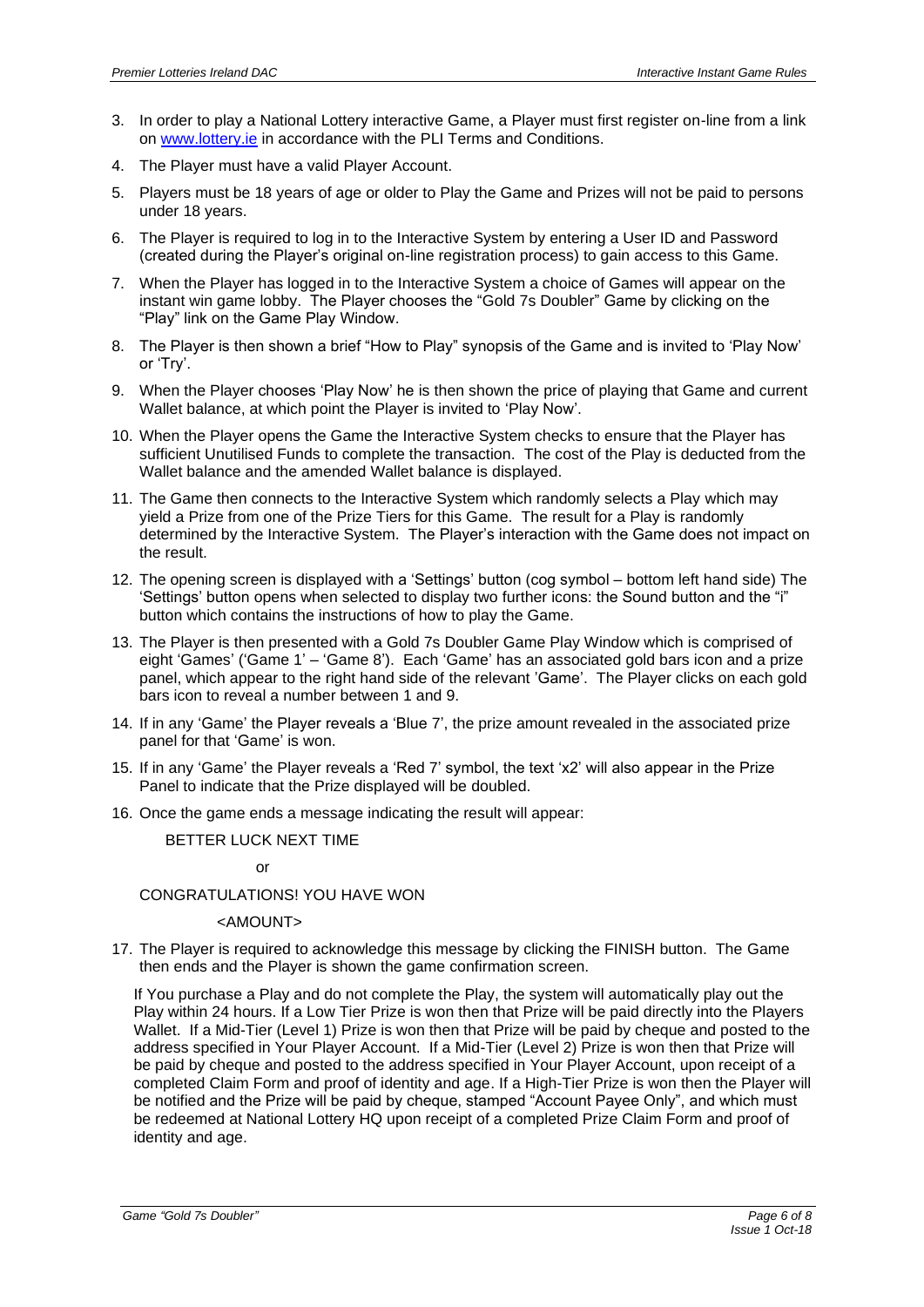3. In order to play a National Lottery interactive Game, a Player must first register on-line from a link on www.lottery.ie in accordance with the PLI Terms and Conditions.
4. The Player must have a valid Player Account.
5. Players must be 18 years of age or older to Play the Game and Prizes will not be paid to persons under 18 years.
6. The Player is required to log in to the Interactive System by entering a User ID and Password (created during the Player's original on-line registration process) to gain access to this Game.
7. When the Player has logged in to the Interactive System a choice of Games will appear on the instant win game lobby. The Player chooses the "Gold 7s Doubler" Game by clicking on the "Play" link on the Game Play Window.
8. The Player is then shown a brief "How to Play" synopsis of the Game and is invited to 'Play Now' or 'Try'.
9. When the Player chooses 'Play Now' he is then shown the price of playing that Game and current Wallet balance, at which point the Player is invited to 'Play Now'.
10. When the Player opens the Game the Interactive System checks to ensure that the Player has sufficient Unutilised Funds to complete the transaction. The cost of the Play is deducted from the Wallet balance and the amended Wallet balance is displayed.
11. The Game then connects to the Interactive System which randomly selects a Play which may yield a Prize from one of the Prize Tiers for this Game. The result for a Play is randomly determined by the Interactive System. The Player's interaction with the Game does not impact on the result.
12. The opening screen is displayed with a 'Settings' button (cog symbol – bottom left hand side) The 'Settings' button opens when selected to display two further icons: the Sound button and the "i" button which contains the instructions of how to play the Game.
13. The Player is then presented with a Gold 7s Doubler Game Play Window which is comprised of eight 'Games' ('Game 1' – 'Game 8'). Each 'Game' has an associated gold bars icon and a prize panel, which appear to the right hand side of the relevant 'Game'. The Player clicks on each gold bars icon to reveal a number between 1 and 9.
14. If in any 'Game' the Player reveals a 'Blue 7', the prize amount revealed in the associated prize panel for that 'Game' is won.
15. If in any 'Game' the Player reveals a 'Red 7' symbol, the text 'x2' will also appear in the Prize Panel to indicate that the Prize displayed will be doubled.
16. Once the game ends a message indicating the result will appear:

    BETTER LUCK NEXT TIME

    or

    CONGRATULATIONS! YOU HAVE WON

    <AMOUNT>

17. The Player is required to acknowledge this message by clicking the FINISH button. The Game then ends and the Player is shown the game confirmation screen.

If You purchase a Play and do not complete the Play, the system will automatically play out the Play within 24 hours. If a Low Tier Prize is won then that Prize will be paid directly into the Players Wallet. If a Mid-Tier (Level 1) Prize is won then that Prize will be paid by cheque and posted to the address specified in Your Player Account. If a Mid-Tier (Level 2) Prize is won then that Prize will be paid by cheque and posted to the address specified in Your Player Account, upon receipt of a completed Claim Form and proof of identity and age. If a High-Tier Prize is won then the Player will be notified and the Prize will be paid by cheque, stamped "Account Payee Only", and which must be redeemed at National Lottery HQ upon receipt of a completed Prize Claim Form and proof of identity and age.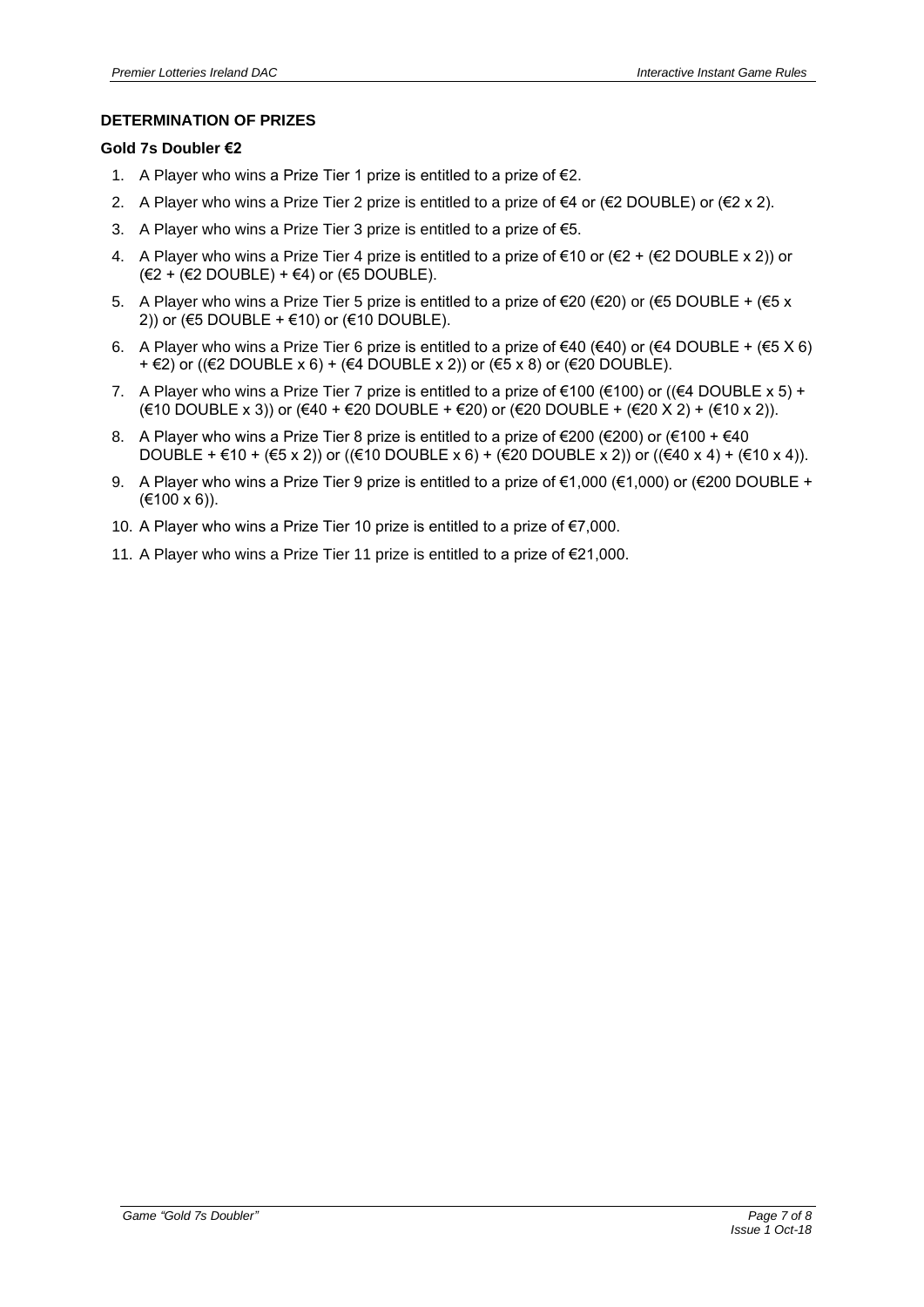**DETERMINATION OF PRIZES**

**Gold 7s Doubler €2**

1. A Player who wins a Prize Tier 1 prize is entitled to a prize of €2.
2. A Player who wins a Prize Tier 2 prize is entitled to a prize of €4 or (€2 DOUBLE) or (€2 x 2).
3. A Player who wins a Prize Tier 3 prize is entitled to a prize of €5.
4. A Player who wins a Prize Tier 4 prize is entitled to a prize of €10 or (€2 + (€2 DOUBLE x 2)) or (€2 + (€2 DOUBLE) + €4) or (€5 DOUBLE).
5. A Player who wins a Prize Tier 5 prize is entitled to a prize of €20 (€20) or (€5 DOUBLE + (€5 x 2)) or (€5 DOUBLE + €10) or (€10 DOUBLE).
6. A Player who wins a Prize Tier 6 prize is entitled to a prize of €40 (€40) or (€4 DOUBLE + (€5 X 6) + €2) or ((€2 DOUBLE x 6) + (€4 DOUBLE x 2)) or (€5 x 8) or (€20 DOUBLE).
7. A Player who wins a Prize Tier 7 prize is entitled to a prize of €100 (€100) or ((€4 DOUBLE x 5) + (€10 DOUBLE x 3)) or (€40 + €20 DOUBLE + €20) or (€20 DOUBLE + (€20 X 2) + (€10 x 2)).
8. A Player who wins a Prize Tier 8 prize is entitled to a prize of €200 (€200) or (€100 + €40 DOUBLE + €10 + (€5 x 2)) or ((€10 DOUBLE x 6) + (€20 DOUBLE x 2)) or ((€40 x 4) + (€10 x 4)).
9. A Player who wins a Prize Tier 9 prize is entitled to a prize of €1,000 (€1,000) or (€200 DOUBLE + (€100 x 6)).
10. A Player who wins a Prize Tier 10 prize is entitled to a prize of €7,000.
11. A Player who wins a Prize Tier 11 prize is entitled to a prize of €21,000.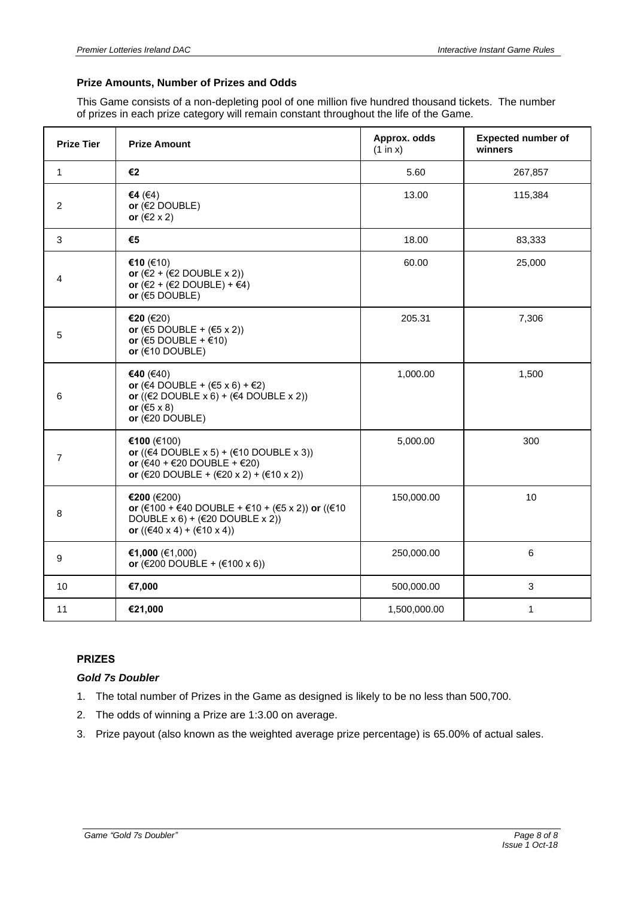### Prize Amounts, Number of Prizes and Odds

This Game consists of a non-depleting pool of one million five hundred thousand tickets. The number of prizes in each prize category will remain constant throughout the life of the Game.

| Prize Tier | Prize Amount | Approx. odds (1 in x) | Expected number of winners |
|---|---|---|---|
| 1 | **€2** | 5.60 | 267,857 |
| 2 | **€4** (€4)<br>**or** (€2 DOUBLE)<br>**or** (€2 x 2) | 13.00 | 115,384 |
| 3 | **€5** | 18.00 | 83,333 |
| 4 | **€10** (€10)<br>**or** (€2 + (€2 DOUBLE x 2))<br>**or** (€2 + (€2 DOUBLE) + €4)<br>**or** (€5 DOUBLE) | 60.00 | 25,000 |
| 5 | **€20** (€20)<br>**or** (€5 DOUBLE + (€5 x 2))<br>**or** (€5 DOUBLE + €10)<br>**or** (€10 DOUBLE) | 205.31 | 7,306 |
| 6 | **€40** (€40)<br>**or** (€4 DOUBLE + (€5 x 6) + €2)<br>**or** ((€2 DOUBLE x 6) + (€4 DOUBLE x 2))<br>**or** (€5 x 8)<br>**or** (€20 DOUBLE) | 1,000.00 | 1,500 |
| 7 | **€100** (€100)<br>**or** ((€4 DOUBLE x 5) + (€10 DOUBLE x 3))<br>**or** (€40 + €20 DOUBLE + €20)<br>**or** (€20 DOUBLE + (€20 x 2) + (€10 x 2)) | 5,000.00 | 300 |
| 8 | **€200** (€200)<br>**or** (€100 + €40 DOUBLE + €10 + (€5 x 2)) **or** ((€10 DOUBLE x 6) + (€20 DOUBLE x 2))<br>**or** ((€40 x 4) + (€10 x 4)) | 150,000.00 | 10 |
| 9 | **€1,000** (€1,000)<br>**or** (€200 DOUBLE + (€100 x 6)) | 250,000.00 | 6 |
| 10 | **€7,000** | 500,000.00 | 3 |
| 11 | **€21,000** | 1,500,000.00 | 1 |

### PRIZES

#### *Gold 7s Doubler*

1. The total number of Prizes in the Game as designed is likely to be no less than 500,700.
2. The odds of winning a Prize are 1:3.00 on average.
3. Prize payout (also known as the weighted average prize percentage) is 65.00% of actual sales.